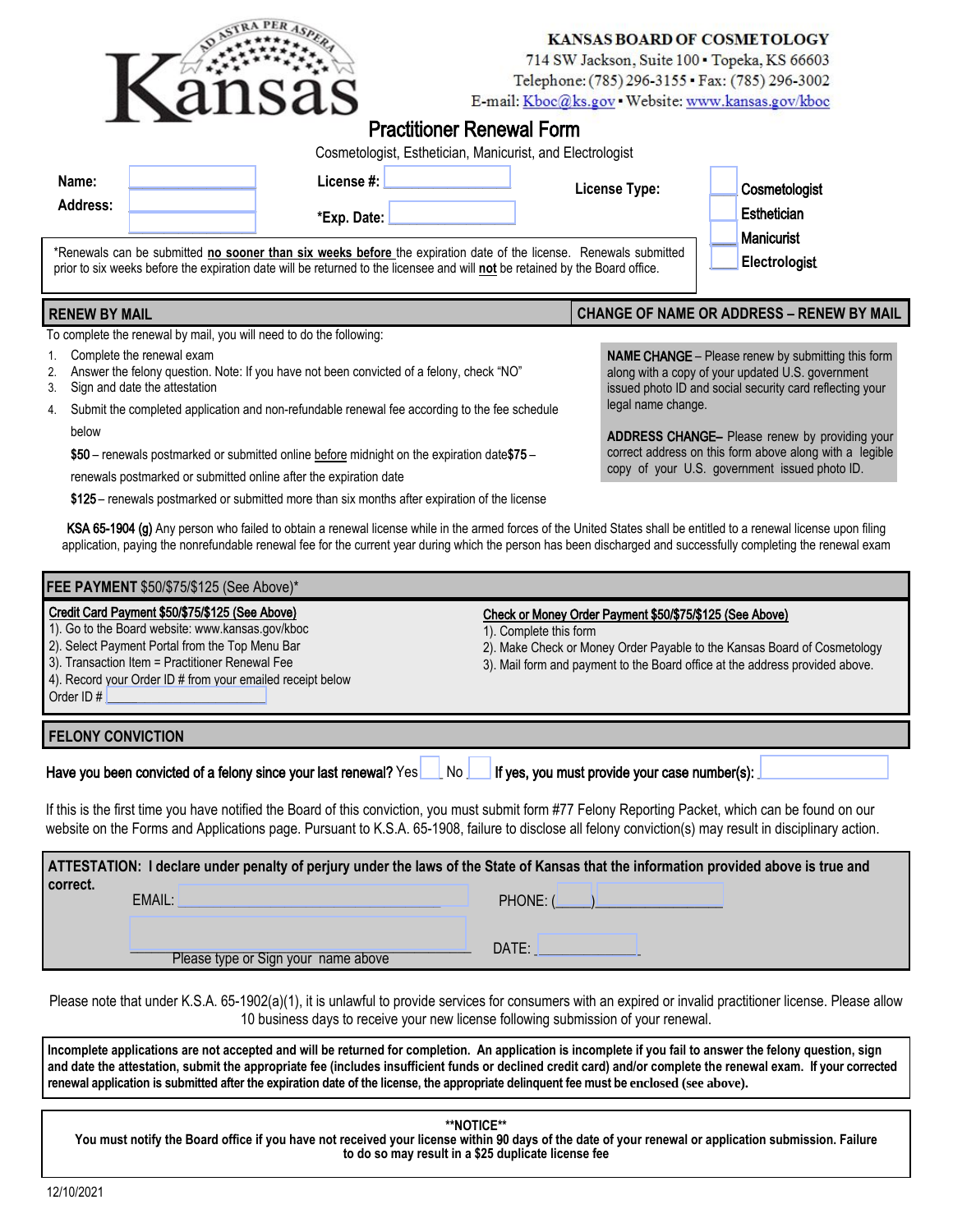KANSAS BOARD OF COSMETOLOGY
714 SW Jackson, Suite 100 • Topeka, KS 66603
Telephone: (785) 296-3155 • Fax: (785) 296-3002
E-mail: Kboc@ks.gov • Website: www.kansas.gov/kboc

# Practitioner Renewal Form

Cosmetologist, Esthetician, Manicurist, and Electrologist

**Name:** ______________ **License #:** ______________ **License Type:**

**Address:** ______________ ***Exp. Date:** ______________

- [ ] Cosmetologist
- [ ] Esthetician
- [ ] Manicurist
- [ ] Electrologist

*Renewals can be submitted **no sooner than six weeks before** the expiration date of the license. Renewals submitted prior to six weeks before the expiration date will be returned to the licensee and will **not** be retained by the Board office.

## RENEW BY MAIL

To complete the renewal by mail, you will need to do the following:

1. Complete the renewal exam
2. Answer the felony question. Note: If you have not been convicted of a felony, check "NO"
3. Sign and date the attestation
4. Submit the completed application and non-refundable renewal fee according to the fee schedule below

**$50** – renewals postmarked or submitted online before midnight on the expiration date

**$75** – renewals postmarked or submitted online after the expiration date

**$125** – renewals postmarked or submitted more than six months after expiration of the license

## CHANGE OF NAME OR ADDRESS – RENEW BY MAIL

**NAME CHANGE** – Please renew by submitting this form along with a copy of your updated U.S. government issued photo ID and social security card reflecting your legal name change.

**ADDRESS CHANGE**– Please renew by providing your correct address on this form above along with a legible copy of your U.S. government issued photo ID.

**KSA 65-1904 (g)** Any person who failed to obtain a renewal license while in the armed forces of the United States shall be entitled to a renewal license upon filing application, paying the nonrefundable renewal fee for the current year during which the person has been discharged and successfully completing the renewal exam

## FEE PAYMENT $50/$75/$125 (See Above)*

**Credit Card Payment $50/$75/$125 (See Above)**

1). Go to the Board website: www.kansas.gov/kboc
2). Select Payment Portal from the Top Menu Bar
3). Transaction Item = Practitioner Renewal Fee
4). Record your Order ID # from your emailed receipt below

Order ID # ______________

**Check or Money Order Payment $50/$75/$125 (See Above)**

1). Complete this form
2). Make Check or Money Order Payable to the Kansas Board of Cosmetology
3). Mail form and payment to the Board office at the address provided above.

## FELONY CONVICTION

**Have you been convicted of a felony since your last renewal?** Yes ___ No ___ **If yes, you must provide your case number(s):** ______________

If this is the first time you have notified the Board of this conviction, you must submit form #77 Felony Reporting Packet, which can be found on our website on the Forms and Applications page. Pursuant to K.S.A. 65-1908, failure to disclose all felony conviction(s) may result in disciplinary action.

**ATTESTATION: I declare under penalty of perjury under the laws of the State of Kansas that the information provided above is true and correct.**

EMAIL: ______________ PHONE: (____)______________

______________ DATE: ______________

Please type or Sign your name above

Please note that under K.S.A. 65-1902(a)(1), it is unlawful to provide services for consumers with an expired or invalid practitioner license. Please allow 10 business days to receive your new license following submission of your renewal.

**Incomplete applications are not accepted and will be returned for completion. An application is incomplete if you fail to answer the felony question, sign and date the attestation, submit the appropriate fee (includes insufficient funds or declined credit card) and/or complete the renewal exam. If your corrected renewal application is submitted after the expiration date of the license, the appropriate delinquent fee must be enclosed (see above).**

****NOTICE****

**You must notify the Board office if you have not received your license within 90 days of the date of your renewal or application submission. Failure to do so may result in a $25 duplicate license fee**

12/10/2021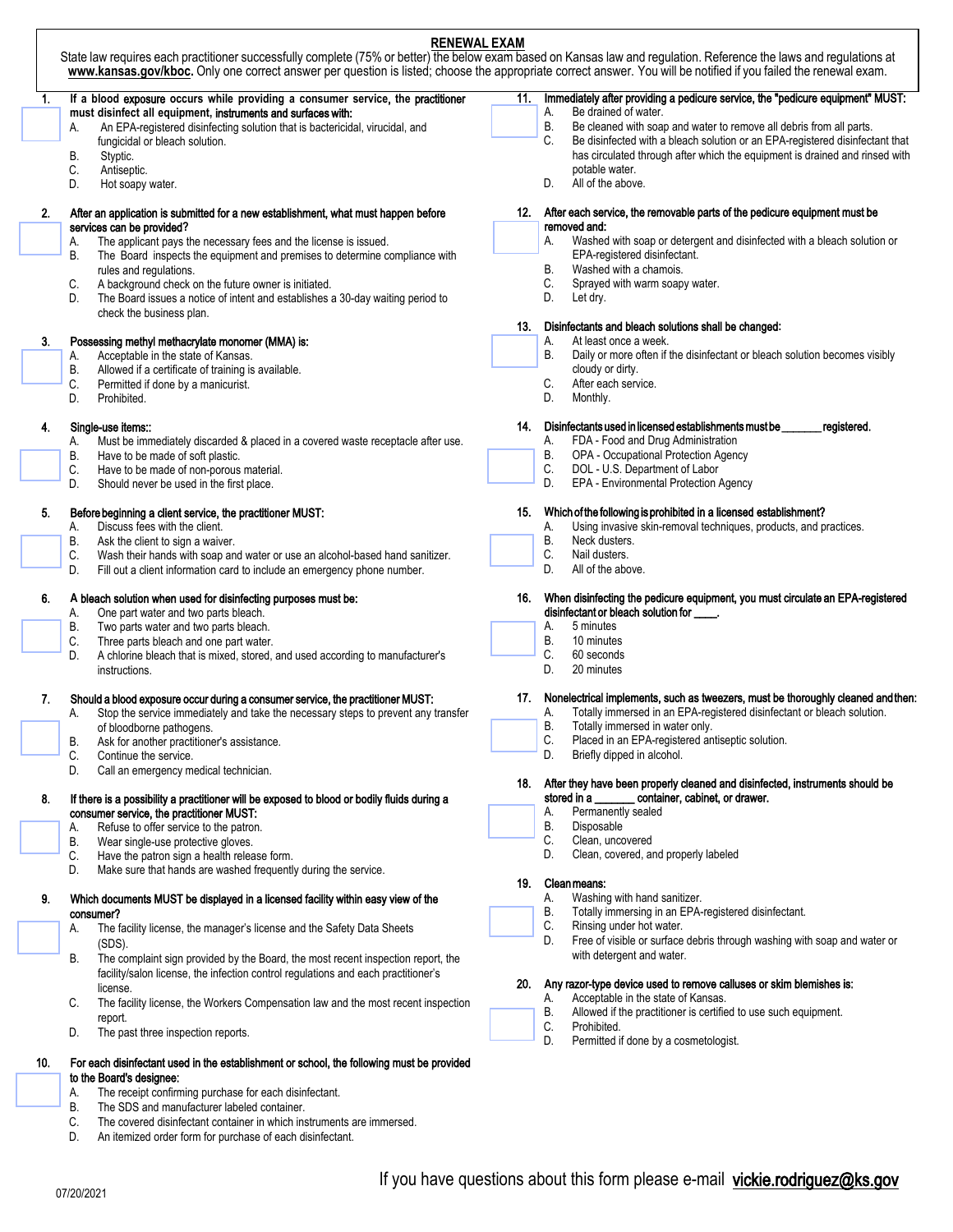## RENEWAL EXAM

State law requires each practitioner successfully complete (75% or better) the below exam based on Kansas law and regulation. Reference the laws and regulations at **www.kansas.gov/kboc.** Only one correct answer per question is listed; choose the appropriate correct answer. You will be notified if you failed the renewal exam.

**1. If a blood exposure occurs while providing a consumer service, the practitioner must disinfect all equipment, instruments and surfaces with:**

A. An EPA-registered disinfecting solution that is bactericidal, virucidal, and fungicidal or bleach solution.
B. Styptic.
C. Antiseptic.
D. Hot soapy water.

**2. After an application is submitted for a new establishment, what must happen before services can be provided?**

A. The applicant pays the necessary fees and the license is issued.
B. The Board inspects the equipment and premises to determine compliance with rules and regulations.
C. A background check on the future owner is initiated.
D. The Board issues a notice of intent and establishes a 30-day waiting period to check the business plan.

**3. Possessing methyl methacrylate monomer (MMA) is:**

A. Acceptable in the state of Kansas.
B. Allowed if a certificate of training is available.
C. Permitted if done by a manicurist.
D. Prohibited.

**4. Single-use items::**

A. Must be immediately discarded & placed in a covered waste receptacle after use.
B. Have to be made of soft plastic.
C. Have to be made of non-porous material.
D. Should never be used in the first place.

**5. Before beginning a client service, the practitioner MUST:**

A. Discuss fees with the client.
B. Ask the client to sign a waiver.
C. Wash their hands with soap and water or use an alcohol-based hand sanitizer.
D. Fill out a client information card to include an emergency phone number.

**6. A bleach solution when used for disinfecting purposes must be:**

A. One part water and two parts bleach.
B. Two parts water and two parts bleach.
C. Three parts bleach and one part water.
D. A chlorine bleach that is mixed, stored, and used according to manufacturer's instructions.

**7. Should a blood exposure occur during a consumer service, the practitioner MUST:**

A. Stop the service immediately and take the necessary steps to prevent any transfer of bloodborne pathogens.
B. Ask for another practitioner's assistance.
C. Continue the service.
D. Call an emergency medical technician.

**8. If there is a possibility a practitioner will be exposed to blood or bodily fluids during a consumer service, the practitioner MUST:**

A. Refuse to offer service to the patron.
B. Wear single-use protective gloves.
C. Have the patron sign a health release form.
D. Make sure that hands are washed frequently during the service.

**9. Which documents MUST be displayed in a licensed facility within easy view of the consumer?**

A. The facility license, the manager's license and the Safety Data Sheets (SDS).
B. The complaint sign provided by the Board, the most recent inspection report, the facility/salon license, the infection control regulations and each practitioner's license.
C. The facility license, the Workers Compensation law and the most recent inspection report.
D. The past three inspection reports.

**10. For each disinfectant used in the establishment or school, the following must be provided to the Board's designee:**

A. The receipt confirming purchase for each disinfectant.
B. The SDS and manufacturer labeled container.
C. The covered disinfectant container in which instruments are immersed.
D. An itemized order form for purchase of each disinfectant.

**11. Immediately after providing a pedicure service, the "pedicure equipment" MUST:**

A. Be drained of water.
B. Be cleaned with soap and water to remove all debris from all parts.
C. Be disinfected with a bleach solution or an EPA-registered disinfectant that has circulated through after which the equipment is drained and rinsed with potable water.
D. All of the above.

**12. After each service, the removable parts of the pedicure equipment must be removed and:**

A. Washed with soap or detergent and disinfected with a bleach solution or EPA-registered disinfectant.
B. Washed with a chamois.
C. Sprayed with warm soapy water.
D. Let dry.

**13. Disinfectants and bleach solutions shall be changed:**

A. At least once a week.
B. Daily or more often if the disinfectant or bleach solution becomes visibly cloudy or dirty.
C. After each service.
D. Monthly.

**14. Disinfectants used in licensed establishments must be _______ registered.**

A. FDA - Food and Drug Administration
B. OPA - Occupational Protection Agency
C. DOL - U.S. Department of Labor
D. EPA - Environmental Protection Agency

**15. Which of the following is prohibited in a licensed establishment?**

A. Using invasive skin-removal techniques, products, and practices.
B. Neck dusters.
C. Nail dusters.
D. All of the above.

**16. When disinfecting the pedicure equipment, you must circulate an EPA-registered disinfectant or bleach solution for ____.**

A. 5 minutes
B. 10 minutes
C. 60 seconds
D. 20 minutes

**17. Nonelectrical implements, such as tweezers, must be thoroughly cleaned and then:**

A. Totally immersed in an EPA-registered disinfectant or bleach solution.
B. Totally immersed in water only.
C. Placed in an EPA-registered antiseptic solution.
D. Briefly dipped in alcohol.

**18. After they have been properly cleaned and disinfected, instruments should be stored in a _______ container, cabinet, or drawer.**

A. Permanently sealed
B. Disposable
C. Clean, uncovered
D. Clean, covered, and properly labeled

**19. Clean means:**

A. Washing with hand sanitizer.
B. Totally immersing in an EPA-registered disinfectant.
C. Rinsing under hot water.
D. Free of visible or surface debris through washing with soap and water or with detergent and water.

**20. Any razor-type device used to remove calluses or skim blemishes is:**

A. Acceptable in the state of Kansas.
B. Allowed if the practitioner is certified to use such equipment.
C. Prohibited.
D. Permitted if done by a cosmetologist.

07/20/2021

If you have questions about this form please e-mail **vickie.rodriguez@ks.gov**